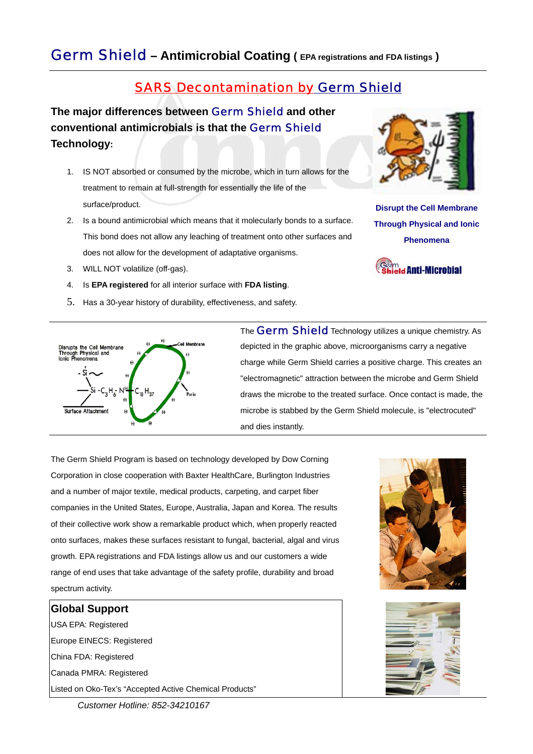# Germ Shield – Antimicrobial Coating ( EPA registrations and FDA listings )

## SARS Decontamination by Germ Shield

**The major differences between Germ Shield and other conventional antimicrobials is that the Germ Shield Technology:**

1. IS NOT absorbed or consumed by the microbe, which in turn allows for the treatment to remain at full-strength for essentially the life of the surface/product.
2. Is a bound antimicrobial which means that it molecularly bonds to a surface. This bond does not allow any leaching of treatment onto other surfaces and does not allow for the development of adaptative organisms.
3. WILL NOT volatilize (off-gas).
4. Is **EPA registered** for all interior surface with **FDA listing**.
5. Has a 30-year history of durability, effectiveness, and safety.

**Disrupt the Cell Membrane Through Physical and Ionic Phenomena**

Germ Shield **Anti-Microbial**

The Germ Shield Technology utilizes a unique chemistry. As depicted in the graphic above, microorganisms carry a negative charge while Germ Shield carries a positive charge. This creates an "electromagnetic" attraction between the microbe and Germ Shield draws the microbe to the treated surface. Once contact is made, the microbe is stabbed by the Germ Shield molecule, is "electrocuted" and dies instantly.

The Germ Shield Program is based on technology developed by Dow Corning Corporation in close cooperation with Baxter HealthCare, Burlington Industries and a number of major textile, medical products, carpeting, and carpet fiber companies in the United States, Europe, Australia, Japan and Korea. The results of their collective work show a remarkable product which, when properly reacted onto surfaces, makes these surfaces resistant to fungal, bacterial, algal and virus growth. EPA registrations and FDA listings allow us and our customers a wide range of end uses that take advantage of the safety profile, durability and broad spectrum activity.

### Global Support

USA EPA: Registered

Europe EINECS: Registered

China FDA: Registered

Canada PMRA: Registered

Listed on Oko-Tex's "Accepted Active Chemical Products"

*Customer Hotline: 852-34210167*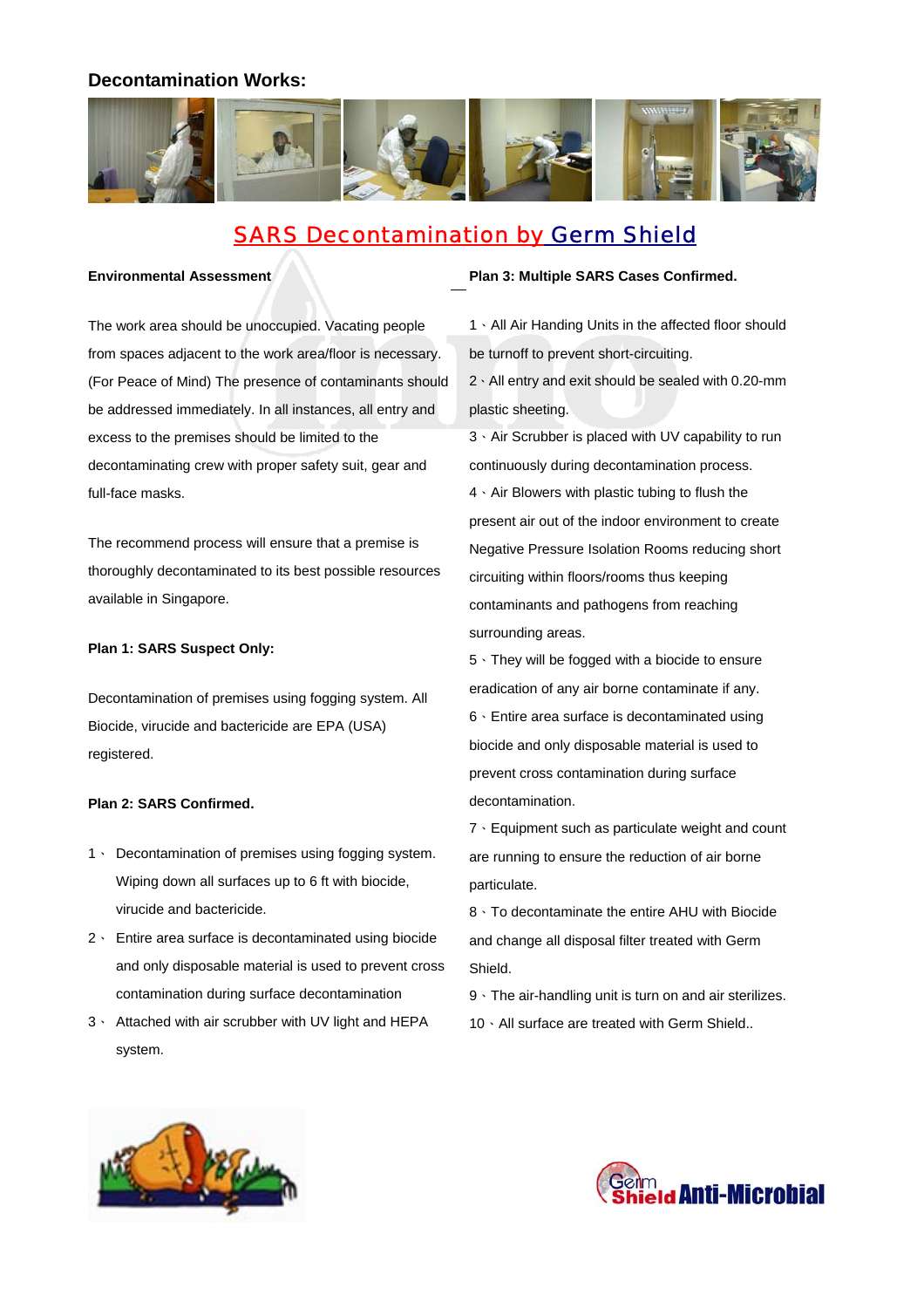## Decontamination Works:

# SARS Decontamination by Germ Shield

**Environmental Assessment**

The work area should be unoccupied. Vacating people from spaces adjacent to the work area/floor is necessary. (For Peace of Mind) The presence of contaminants should be addressed immediately. In all instances, all entry and excess to the premises should be limited to the decontaminating crew with proper safety suit, gear and full-face masks.

The recommend process will ensure that a premise is thoroughly decontaminated to its best possible resources available in Singapore.

**Plan 1: SARS Suspect Only:**

Decontamination of premises using fogging system. All Biocide, virucide and bactericide are EPA (USA) registered.

**Plan 2: SARS Confirmed.**

1、 Decontamination of premises using fogging system. Wiping down all surfaces up to 6 ft with biocide, virucide and bactericide.
2、 Entire area surface is decontaminated using biocide and only disposable material is used to prevent cross contamination during surface decontamination
3、 Attached with air scrubber with UV light and HEPA system.

**Plan 3: Multiple SARS Cases Confirmed.**

1、All Air Handing Units in the affected floor should be turnoff to prevent short-circuiting.
2、All entry and exit should be sealed with 0.20-mm plastic sheeting.
3、Air Scrubber is placed with UV capability to run continuously during decontamination process.
4、Air Blowers with plastic tubing to flush the present air out of the indoor environment to create Negative Pressure Isolation Rooms reducing short circuiting within floors/rooms thus keeping contaminants and pathogens from reaching surrounding areas.
5、They will be fogged with a biocide to ensure eradication of any air borne contaminate if any.
6、Entire area surface is decontaminated using biocide and only disposable material is used to prevent cross contamination during surface decontamination.
7、Equipment such as particulate weight and count are running to ensure the reduction of air borne particulate.
8、To decontaminate the entire AHU with Biocide and change all disposal filter treated with Germ Shield.
9、The air-handling unit is turn on and air sterilizes.
10、All surface are treated with Germ Shield..

Germ Shield Anti-Microbial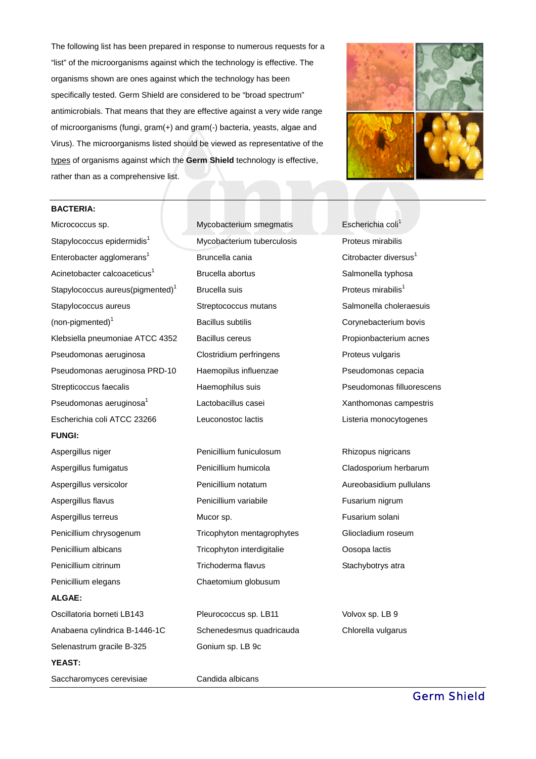The following list has been prepared in response to numerous requests for a "list" of the microorganisms against which the technology is effective. The organisms shown are ones against which the technology has been specifically tested. Germ Shield are considered to be "broad spectrum" antimicrobials. That means that they are effective against a very wide range of microorganisms (fungi, gram(+) and gram(-) bacteria, yeasts, algae and Virus). The microorganisms listed should be viewed as representative of the types of organisms against which the **Germ Shield** technology is effective, rather than as a comprehensive list.

**BACTERIA:**

Micrococcus sp.
Stapylococcus epidermidis[1]
Enterobacter agglomerans[1]
Acinetobacter calcoaceticus[1]
Stapylococcus aureus(pigmented)[1]
Stapylococcus aureus (non-pigmented)[1]
Klebsiella pneumoniae ATCC 4352
Pseudomonas aeruginosa
Pseudomonas aeruginosa PRD-10
Strepticoccus faecalis
Pseudomonas aeruginosa[1]
Escherichia coli ATCC 23266
Mycobacterium smegmatis
Mycobacterium tuberculosis
Bruncella cania
Brucella abortus
Brucella suis
Streptococcus mutans
Bacillus subtilis
Bacillus cereus
Clostridium perfringens
Haemopilus influenzae
Haemophilus suis
Lactobacillus casei
Leuconostoc lactis
Escherichia coli[1]
Proteus mirabilis
Citrobacter diversus[1]
Salmonella typhosa
Proteus mirabilis[1]
Salmonella choleraesuis
Corynebacterium bovis
Propionbacterium acnes
Proteus vulgaris
Pseudomonas cepacia
Pseudomonas filluorescens
Xanthomonas campestris
Listeria monocytogenes

**FUNGI:**

Aspergillus niger
Aspergillus fumigatus
Aspergillus versicolor
Aspergillus flavus
Aspergillus terreus
Penicillium chrysogenum
Penicillium albicans
Penicillium citrinum
Penicillium elegans
Penicillium funiculosum
Penicillium humicola
Penicillium notatum
Penicillium variabile
Mucor sp.
Tricophyton mentagrophytes
Tricophyton interdigitalie
Trichoderma flavus
Chaetomium globusum
Rhizopus nigricans
Cladosporium herbarum
Aureobasidium pullulans
Fusarium nigrum
Fusarium solani
Gliocladium roseum
Oosopa lactis
Stachybotrys atra

**ALGAE:**

Oscillatoria borneti LB143
Anabaena cylindrica B-1446-1C
Selenastrum gracile B-325
Pleurococcus sp. LB11
Schenedesmus quadricauda
Gonium sp. LB 9c
Volvox sp. LB 9
Chlorella vulgarus

**YEAST:**

Saccharomyces cerevisiae
Candida albicans

Germ Shield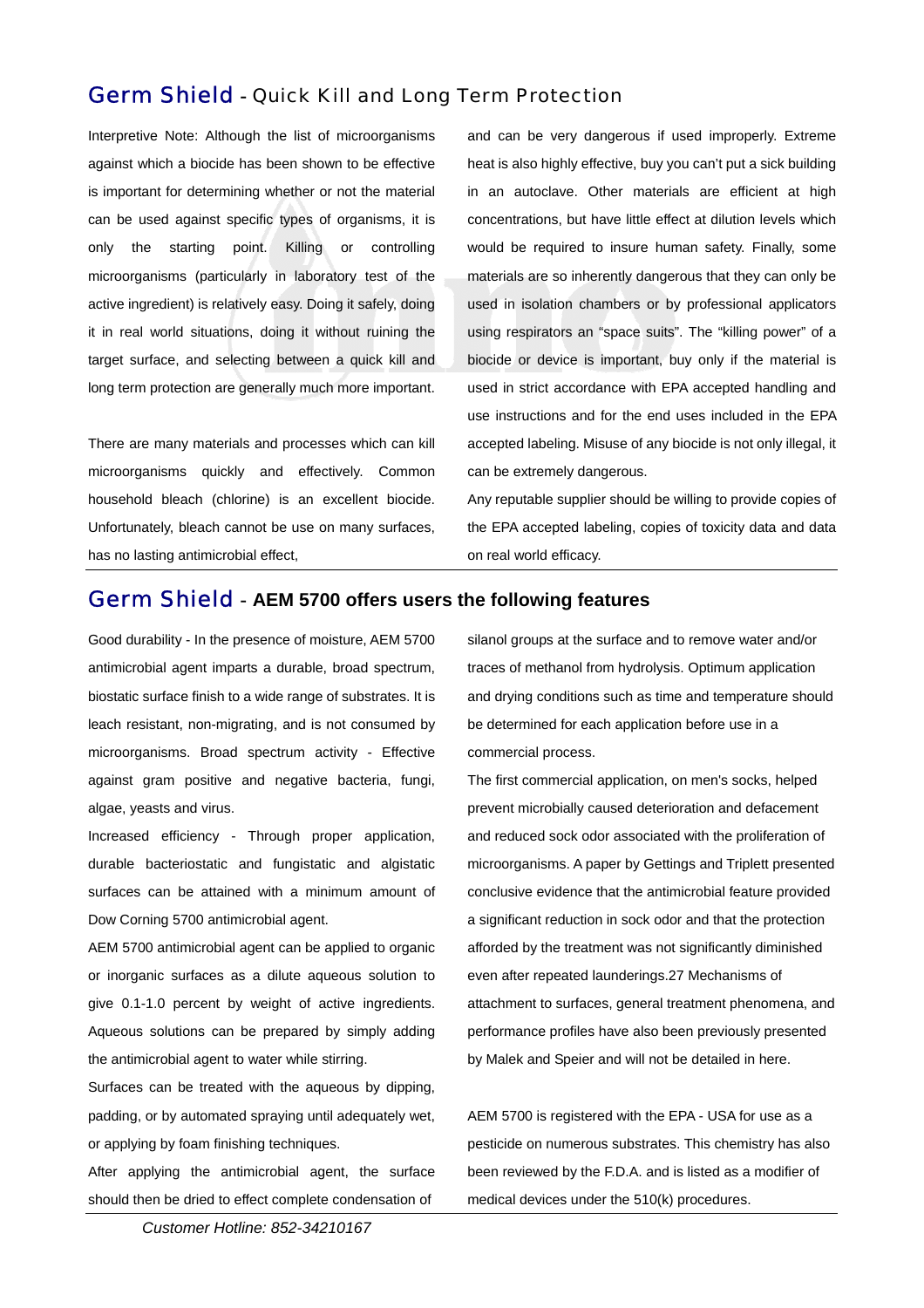## Germ Shield - Quick Kill and Long Term Protection

Interpretive Note: Although the list of microorganisms against which a biocide has been shown to be effective is important for determining whether or not the material can be used against specific types of organisms, it is only the starting point. Killing or controlling microorganisms (particularly in laboratory test of the active ingredient) is relatively easy. Doing it safely, doing it in real world situations, doing it without ruining the target surface, and selecting between a quick kill and long term protection are generally much more important.

There are many materials and processes which can kill microorganisms quickly and effectively. Common household bleach (chlorine) is an excellent biocide. Unfortunately, bleach cannot be use on many surfaces, has no lasting antimicrobial effect, and can be very dangerous if used improperly. Extreme heat is also highly effective, buy you can't put a sick building in an autoclave. Other materials are efficient at high concentrations, but have little effect at dilution levels which would be required to insure human safety. Finally, some materials are so inherently dangerous that they can only be used in isolation chambers or by professional applicators using respirators an "space suits". The "killing power" of a biocide or device is important, buy only if the material is used in strict accordance with EPA accepted handling and use instructions and for the end uses included in the EPA accepted labeling. Misuse of any biocide is not only illegal, it can be extremely dangerous.

Any reputable supplier should be willing to provide copies of the EPA accepted labeling, copies of toxicity data and data on real world efficacy.

## Germ Shield - **AEM 5700 offers users the following features**

Good durability - In the presence of moisture, AEM 5700 antimicrobial agent imparts a durable, broad spectrum, biostatic surface finish to a wide range of substrates. It is leach resistant, non-migrating, and is not consumed by microorganisms. Broad spectrum activity - Effective against gram positive and negative bacteria, fungi, algae, yeasts and virus.

Increased efficiency - Through proper application, durable bacteriostatic and fungistatic and algistatic surfaces can be attained with a minimum amount of Dow Corning 5700 antimicrobial agent.

AEM 5700 antimicrobial agent can be applied to organic or inorganic surfaces as a dilute aqueous solution to give 0.1-1.0 percent by weight of active ingredients. Aqueous solutions can be prepared by simply adding the antimicrobial agent to water while stirring.

Surfaces can be treated with the aqueous by dipping, padding, or by automated spraying until adequately wet, or applying by foam finishing techniques.

After applying the antimicrobial agent, the surface should then be dried to effect complete condensation of silanol groups at the surface and to remove water and/or traces of methanol from hydrolysis. Optimum application and drying conditions such as time and temperature should be determined for each application before use in a commercial process.

The first commercial application, on men's socks, helped prevent microbially caused deterioration and defacement and reduced sock odor associated with the proliferation of microorganisms. A paper by Gettings and Triplett presented conclusive evidence that the antimicrobial feature provided a significant reduction in sock odor and that the protection afforded by the treatment was not significantly diminished even after repeated launderings.27 Mechanisms of attachment to surfaces, general treatment phenomena, and performance profiles have also been previously presented by Malek and Speier and will not be detailed in here.

AEM 5700 is registered with the EPA - USA for use as a pesticide on numerous substrates. This chemistry has also been reviewed by the F.D.A. and is listed as a modifier of medical devices under the 510(k) procedures.

*Customer Hotline: 852-34210167*